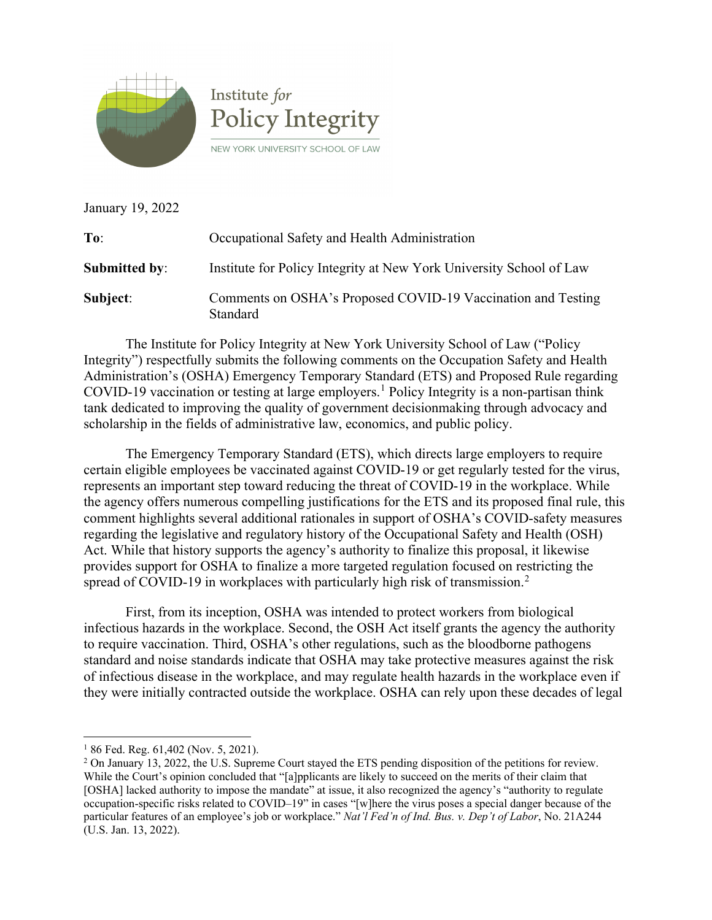Institute *for* Policy Integrity

NEW YORK UNIVERSITY SCHOOL OF LAW

January 19, 2022

**To**: Occupational Safety and Health Administration

**Submitted by**: Institute for Policy Integrity at New York University School of Law

**Subject**: Comments on OSHA's Proposed COVID-19 Vaccination and Testing Standard

The Institute for Policy Integrity at New York University School of Law ("Policy Integrity") respectfully submits the following comments on the Occupation Safety and Health Administration's (OSHA) Emergency Temporary Standard (ETS) and Proposed Rule regarding COVID-19 vaccination or testing at large employers.[1] Policy Integrity is a non-partisan think tank dedicated to improving the quality of government decisionmaking through advocacy and scholarship in the fields of administrative law, economics, and public policy.

The Emergency Temporary Standard (ETS), which directs large employers to require certain eligible employees be vaccinated against COVID-19 or get regularly tested for the virus, represents an important step toward reducing the threat of COVID-19 in the workplace. While the agency offers numerous compelling justifications for the ETS and its proposed final rule, this comment highlights several additional rationales in support of OSHA's COVID-safety measures regarding the legislative and regulatory history of the Occupational Safety and Health (OSH) Act. While that history supports the agency's authority to finalize this proposal, it likewise provides support for OSHA to finalize a more targeted regulation focused on restricting the spread of COVID-19 in workplaces with particularly high risk of transmission.[2]

First, from its inception, OSHA was intended to protect workers from biological infectious hazards in the workplace. Second, the OSH Act itself grants the agency the authority to require vaccination. Third, OSHA's other regulations, such as the bloodborne pathogens standard and noise standards indicate that OSHA may take protective measures against the risk of infectious disease in the workplace, and may regulate health hazards in the workplace even if they were initially contracted outside the workplace. OSHA can rely upon these decades of legal

---

[1] 86 Fed. Reg. 61,402 (Nov. 5, 2021).

[2] On January 13, 2022, the U.S. Supreme Court stayed the ETS pending disposition of the petitions for review. While the Court's opinion concluded that "[a]pplicants are likely to succeed on the merits of their claim that [OSHA] lacked authority to impose the mandate" at issue, it also recognized the agency's "authority to regulate occupation-specific risks related to COVID–19" in cases "[w]here the virus poses a special danger because of the particular features of an employee's job or workplace." *Nat'l Fed'n of Ind. Bus. v. Dep't of Labor*, No. 21A244 (U.S. Jan. 13, 2022).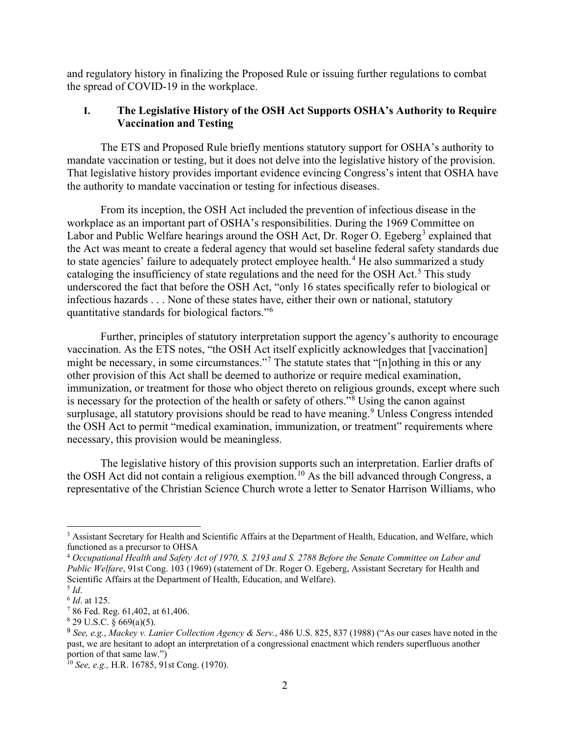and regulatory history in finalizing the Proposed Rule or issuing further regulations to combat the spread of COVID-19 in the workplace.

## I. The Legislative History of the OSH Act Supports OSHA's Authority to Require Vaccination and Testing

The ETS and Proposed Rule briefly mentions statutory support for OSHA's authority to mandate vaccination or testing, but it does not delve into the legislative history of the provision. That legislative history provides important evidence evincing Congress's intent that OSHA have the authority to mandate vaccination or testing for infectious diseases.

From its inception, the OSH Act included the prevention of infectious disease in the workplace as an important part of OSHA's responsibilities. During the 1969 Committee on Labor and Public Welfare hearings around the OSH Act, Dr. Roger O. Egeberg[3] explained that the Act was meant to create a federal agency that would set baseline federal safety standards due to state agencies' failure to adequately protect employee health.[4] He also summarized a study cataloging the insufficiency of state regulations and the need for the OSH Act.[5] This study underscored the fact that before the OSH Act, "only 16 states specifically refer to biological or infectious hazards . . . None of these states have, either their own or national, statutory quantitative standards for biological factors."[6]

Further, principles of statutory interpretation support the agency's authority to encourage vaccination. As the ETS notes, "the OSH Act itself explicitly acknowledges that [vaccination] might be necessary, in some circumstances."[7] The statute states that "[n]othing in this or any other provision of this Act shall be deemed to authorize or require medical examination, immunization, or treatment for those who object thereto on religious grounds, except where such is necessary for the protection of the health or safety of others."[8] Using the canon against surplusage, all statutory provisions should be read to have meaning.[9] Unless Congress intended the OSH Act to permit "medical examination, immunization, or treatment" requirements where necessary, this provision would be meaningless.

The legislative history of this provision supports such an interpretation. Earlier drafts of the OSH Act did not contain a religious exemption.[10] As the bill advanced through Congress, a representative of the Christian Science Church wrote a letter to Senator Harrison Williams, who

---

[3] Assistant Secretary for Health and Scientific Affairs at the Department of Health, Education, and Welfare, which functioned as a precursor to OHSA

[4] *Occupational Health and Safety Act of 1970, S. 2193 and S. 2788 Before the Senate Committee on Labor and Public Welfare*, 91st Cong. 103 (1969) (statement of Dr. Roger O. Egeberg, Assistant Secretary for Health and Scientific Affairs at the Department of Health, Education, and Welfare).

[5] *Id*.

[6] *Id*. at 125.

[7] 86 Fed. Reg. 61,402, at 61,406.

[8] 29 U.S.C. § 669(a)(5).

[9] *See, e.g.*, *Mackey v. Lanier Collection Agency & Serv.*, 486 U.S. 825, 837 (1988) ("As our cases have noted in the past, we are hesitant to adopt an interpretation of a congressional enactment which renders superfluous another portion of that same law.")

[10] *See, e.g.,* H.R. 16785, 91st Cong. (1970).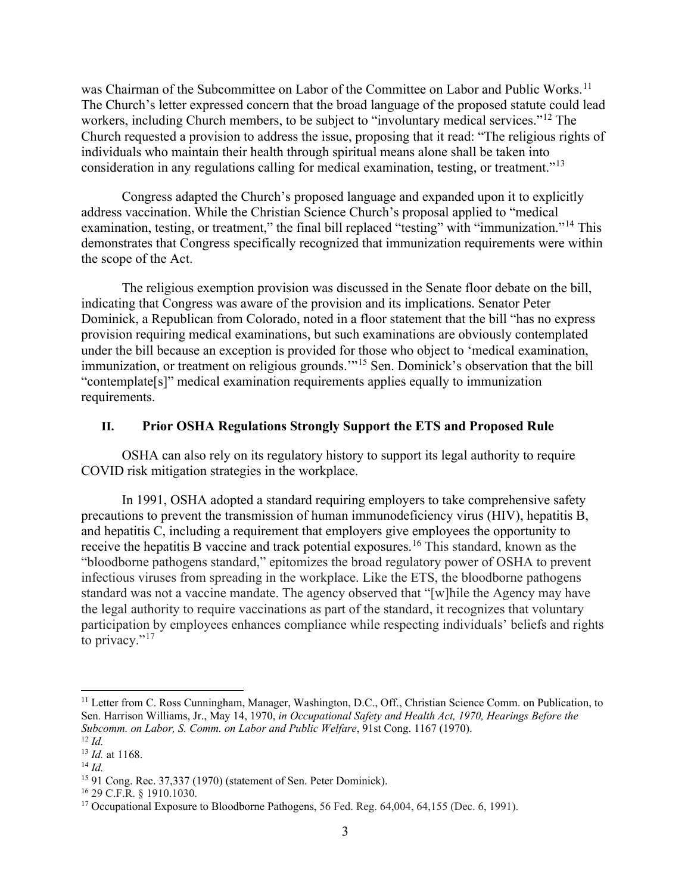was Chairman of the Subcommittee on Labor of the Committee on Labor and Public Works.[11] The Church's letter expressed concern that the broad language of the proposed statute could lead workers, including Church members, to be subject to "involuntary medical services."[12] The Church requested a provision to address the issue, proposing that it read: "The religious rights of individuals who maintain their health through spiritual means alone shall be taken into consideration in any regulations calling for medical examination, testing, or treatment."[13]

Congress adapted the Church's proposed language and expanded upon it to explicitly address vaccination. While the Christian Science Church's proposal applied to "medical examination, testing, or treatment," the final bill replaced "testing" with "immunization."[14] This demonstrates that Congress specifically recognized that immunization requirements were within the scope of the Act.

The religious exemption provision was discussed in the Senate floor debate on the bill, indicating that Congress was aware of the provision and its implications. Senator Peter Dominick, a Republican from Colorado, noted in a floor statement that the bill "has no express provision requiring medical examinations, but such examinations are obviously contemplated under the bill because an exception is provided for those who object to 'medical examination, immunization, or treatment on religious grounds.'"[15] Sen. Dominick's observation that the bill "contemplate[s]" medical examination requirements applies equally to immunization requirements.

## II. Prior OSHA Regulations Strongly Support the ETS and Proposed Rule

OSHA can also rely on its regulatory history to support its legal authority to require COVID risk mitigation strategies in the workplace.

In 1991, OSHA adopted a standard requiring employers to take comprehensive safety precautions to prevent the transmission of human immunodeficiency virus (HIV), hepatitis B, and hepatitis C, including a requirement that employers give employees the opportunity to receive the hepatitis B vaccine and track potential exposures.[16] This standard, known as the "bloodborne pathogens standard," epitomizes the broad regulatory power of OSHA to prevent infectious viruses from spreading in the workplace. Like the ETS, the bloodborne pathogens standard was not a vaccine mandate. The agency observed that "[w]hile the Agency may have the legal authority to require vaccinations as part of the standard, it recognizes that voluntary participation by employees enhances compliance while respecting individuals' beliefs and rights to privacy."[17]

---

[11] Letter from C. Ross Cunningham, Manager, Washington, D.C., Off., Christian Science Comm. on Publication, to Sen. Harrison Williams, Jr., May 14, 1970, *in Occupational Safety and Health Act, 1970, Hearings Before the Subcomm. on Labor, S. Comm. on Labor and Public Welfare*, 91st Cong. 1167 (1970).

[12] *Id.*

[13] *Id.* at 1168.

[14] *Id.*

[15] 91 Cong. Rec. 37,337 (1970) (statement of Sen. Peter Dominick).

[16] 29 C.F.R. § 1910.1030.

[17] Occupational Exposure to Bloodborne Pathogens, 56 Fed. Reg. 64,004, 64,155 (Dec. 6, 1991).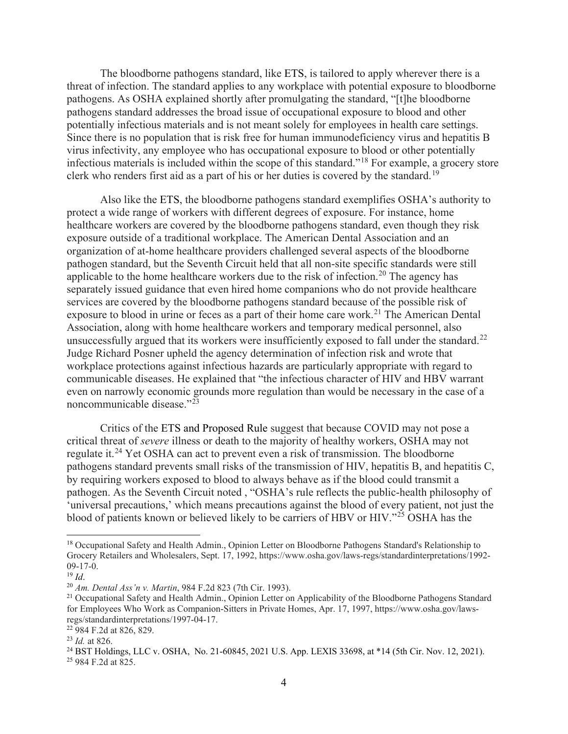The bloodborne pathogens standard, like ETS, is tailored to apply wherever there is a threat of infection. The standard applies to any workplace with potential exposure to bloodborne pathogens. As OSHA explained shortly after promulgating the standard, "[t]he bloodborne pathogens standard addresses the broad issue of occupational exposure to blood and other potentially infectious materials and is not meant solely for employees in health care settings. Since there is no population that is risk free for human immunodeficiency virus and hepatitis B virus infectivity, any employee who has occupational exposure to blood or other potentially infectious materials is included within the scope of this standard."[18] For example, a grocery store clerk who renders first aid as a part of his or her duties is covered by the standard.[19]

Also like the ETS, the bloodborne pathogens standard exemplifies OSHA's authority to protect a wide range of workers with different degrees of exposure. For instance, home healthcare workers are covered by the bloodborne pathogens standard, even though they risk exposure outside of a traditional workplace. The American Dental Association and an organization of at-home healthcare providers challenged several aspects of the bloodborne pathogen standard, but the Seventh Circuit held that all non-site specific standards were still applicable to the home healthcare workers due to the risk of infection.[20] The agency has separately issued guidance that even hired home companions who do not provide healthcare services are covered by the bloodborne pathogens standard because of the possible risk of exposure to blood in urine or feces as a part of their home care work.[21] The American Dental Association, along with home healthcare workers and temporary medical personnel, also unsuccessfully argued that its workers were insufficiently exposed to fall under the standard.[22] Judge Richard Posner upheld the agency determination of infection risk and wrote that workplace protections against infectious hazards are particularly appropriate with regard to communicable diseases. He explained that "the infectious character of HIV and HBV warrant even on narrowly economic grounds more regulation than would be necessary in the case of a noncommunicable disease."[23]

Critics of the ETS and Proposed Rule suggest that because COVID may not pose a critical threat of *severe* illness or death to the majority of healthy workers, OSHA may not regulate it.[24] Yet OSHA can act to prevent even a risk of transmission. The bloodborne pathogens standard prevents small risks of the transmission of HIV, hepatitis B, and hepatitis C, by requiring workers exposed to blood to always behave as if the blood could transmit a pathogen. As the Seventh Circuit noted , "OSHA's rule reflects the public-health philosophy of 'universal precautions,' which means precautions against the blood of every patient, not just the blood of patients known or believed likely to be carriers of HBV or HIV."[25] OSHA has the

---

[18] Occupational Safety and Health Admin., Opinion Letter on Bloodborne Pathogens Standard's Relationship to Grocery Retailers and Wholesalers, Sept. 17, 1992, https://www.osha.gov/laws-regs/standardinterpretations/1992-09-17-0.

[19] *Id*.

[20] *Am. Dental Ass'n v. Martin*, 984 F.2d 823 (7th Cir. 1993).

[21] Occupational Safety and Health Admin., Opinion Letter on Applicability of the Bloodborne Pathogens Standard for Employees Who Work as Companion-Sitters in Private Homes, Apr. 17, 1997, https://www.osha.gov/laws-regs/standardinterpretations/1997-04-17.

[22] 984 F.2d at 826, 829.

[23] *Id.* at 826.

[24] BST Holdings, LLC v. OSHA, No. 21-60845, 2021 U.S. App. LEXIS 33698, at *14 (5th Cir. Nov. 12, 2021).

[25] 984 F.2d at 825.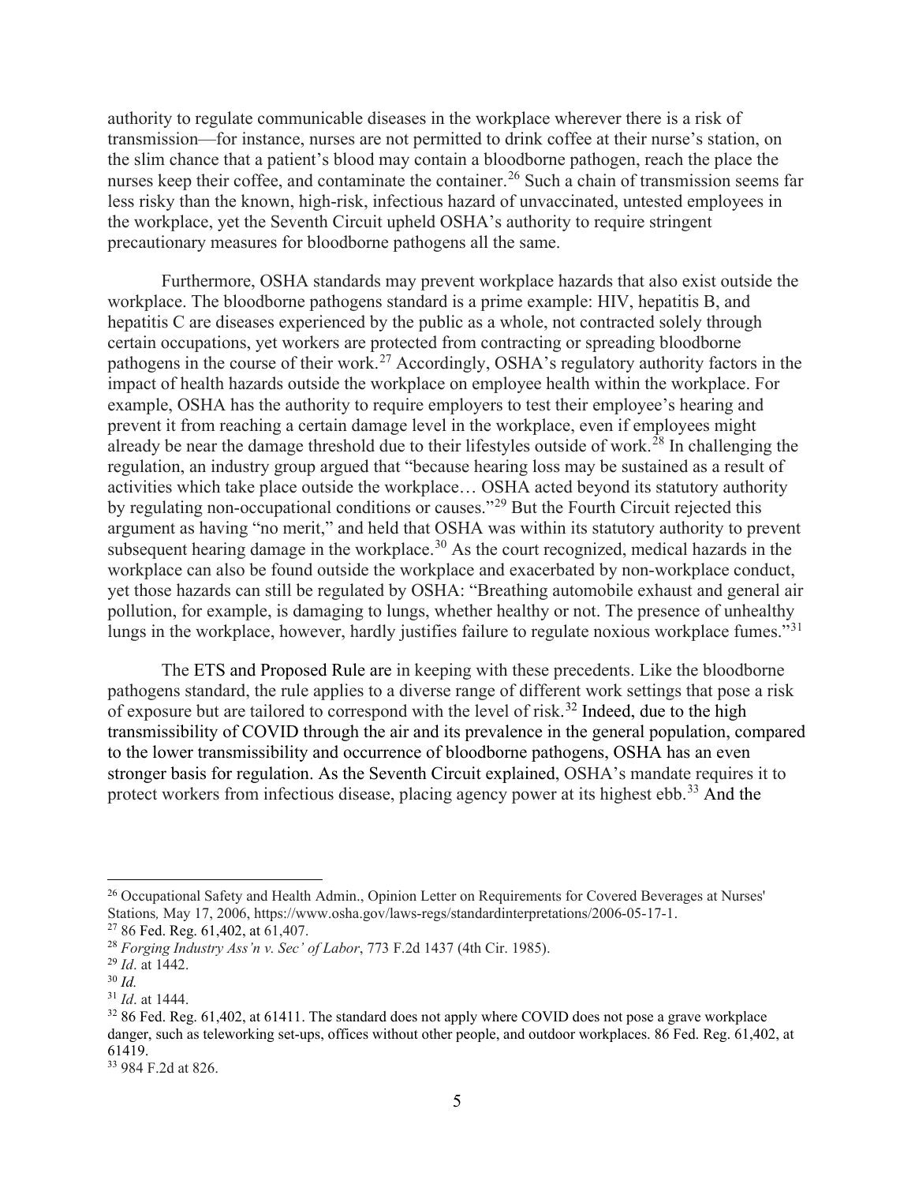authority to regulate communicable diseases in the workplace wherever there is a risk of transmission—for instance, nurses are not permitted to drink coffee at their nurse's station, on the slim chance that a patient's blood may contain a bloodborne pathogen, reach the place the nurses keep their coffee, and contaminate the container.[26] Such a chain of transmission seems far less risky than the known, high-risk, infectious hazard of unvaccinated, untested employees in the workplace, yet the Seventh Circuit upheld OSHA's authority to require stringent precautionary measures for bloodborne pathogens all the same.

Furthermore, OSHA standards may prevent workplace hazards that also exist outside the workplace. The bloodborne pathogens standard is a prime example: HIV, hepatitis B, and hepatitis C are diseases experienced by the public as a whole, not contracted solely through certain occupations, yet workers are protected from contracting or spreading bloodborne pathogens in the course of their work.[27] Accordingly, OSHA's regulatory authority factors in the impact of health hazards outside the workplace on employee health within the workplace. For example, OSHA has the authority to require employers to test their employee's hearing and prevent it from reaching a certain damage level in the workplace, even if employees might already be near the damage threshold due to their lifestyles outside of work.[28] In challenging the regulation, an industry group argued that "because hearing loss may be sustained as a result of activities which take place outside the workplace… OSHA acted beyond its statutory authority by regulating non-occupational conditions or causes."[29] But the Fourth Circuit rejected this argument as having "no merit," and held that OSHA was within its statutory authority to prevent subsequent hearing damage in the workplace.[30] As the court recognized, medical hazards in the workplace can also be found outside the workplace and exacerbated by non-workplace conduct, yet those hazards can still be regulated by OSHA: "Breathing automobile exhaust and general air pollution, for example, is damaging to lungs, whether healthy or not. The presence of unhealthy lungs in the workplace, however, hardly justifies failure to regulate noxious workplace fumes."[31]

The ETS and Proposed Rule are in keeping with these precedents. Like the bloodborne pathogens standard, the rule applies to a diverse range of different work settings that pose a risk of exposure but are tailored to correspond with the level of risk.[32] Indeed, due to the high transmissibility of COVID through the air and its prevalence in the general population, compared to the lower transmissibility and occurrence of bloodborne pathogens, OSHA has an even stronger basis for regulation. As the Seventh Circuit explained, OSHA's mandate requires it to protect workers from infectious disease, placing agency power at its highest ebb.[33] And the

---

[26] Occupational Safety and Health Admin., Opinion Letter on Requirements for Covered Beverages at Nurses' Stations*,* May 17, 2006, https://www.osha.gov/laws-regs/standardinterpretations/2006-05-17-1.

[27] 86 Fed. Reg. 61,402, at 61,407.

[28] *Forging Industry Ass'n v. Sec' of Labor*, 773 F.2d 1437 (4th Cir. 1985).

[29] *Id*. at 1442.

[30] *Id.*

[31] *Id*. at 1444.

[32] 86 Fed. Reg. 61,402, at 61411. The standard does not apply where COVID does not pose a grave workplace danger, such as teleworking set-ups, offices without other people, and outdoor workplaces. 86 Fed. Reg. 61,402, at 61419.

[33] 984 F.2d at 826.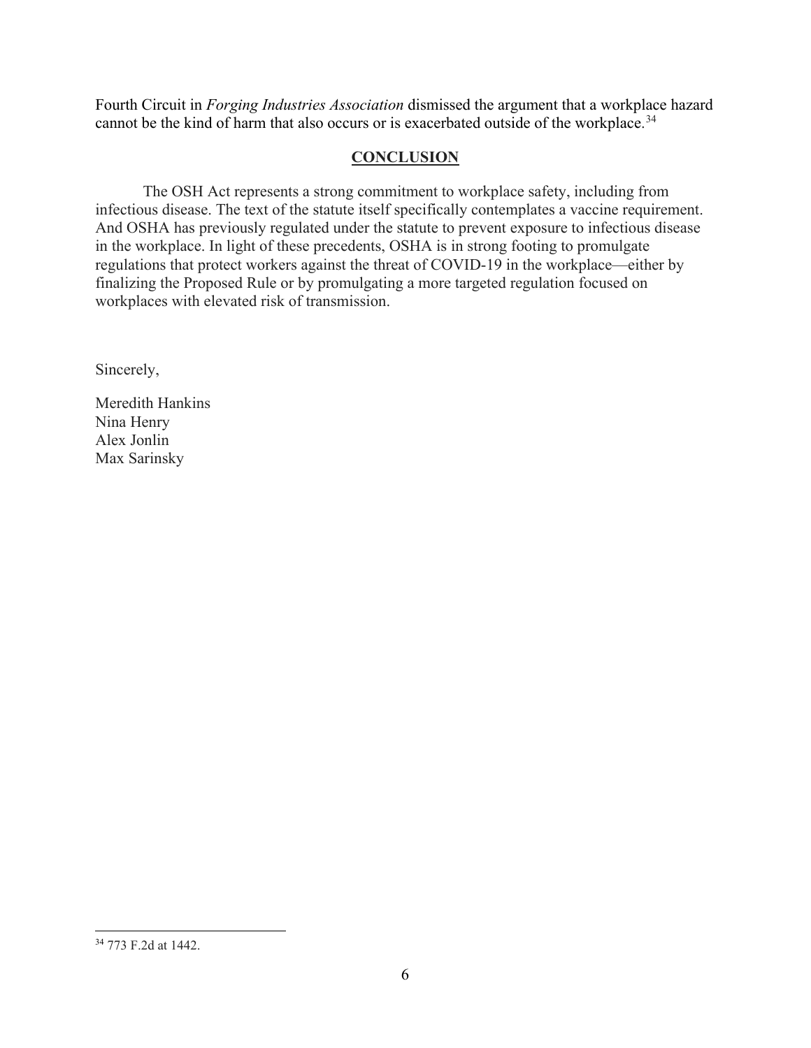Fourth Circuit in *Forging Industries Association* dismissed the argument that a workplace hazard cannot be the kind of harm that also occurs or is exacerbated outside of the workplace.[34]

## CONCLUSION

The OSH Act represents a strong commitment to workplace safety, including from infectious disease. The text of the statute itself specifically contemplates a vaccine requirement. And OSHA has previously regulated under the statute to prevent exposure to infectious disease in the workplace. In light of these precedents, OSHA is in strong footing to promulgate regulations that protect workers against the threat of COVID-19 in the workplace—either by finalizing the Proposed Rule or by promulgating a more targeted regulation focused on workplaces with elevated risk of transmission.

Sincerely,

Meredith Hankins
Nina Henry
Alex Jonlin
Max Sarinsky

---

[34] 773 F.2d at 1442.